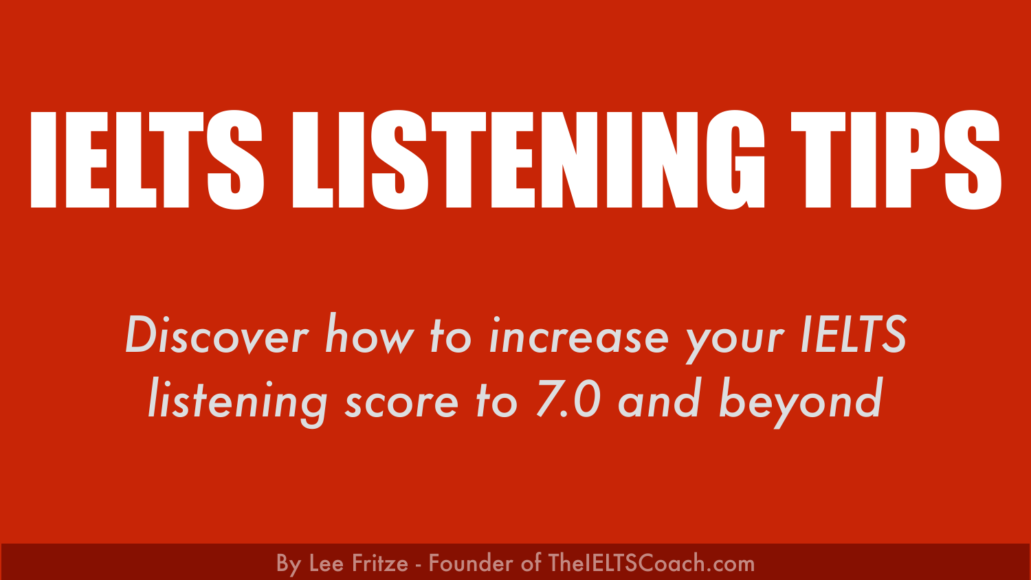# IELTS LISTENING TIPS

*Discover how to increase your IELTS listening score to 7.0 and beyond*

By Lee Fritze - Founder of TheIELTSCoach.com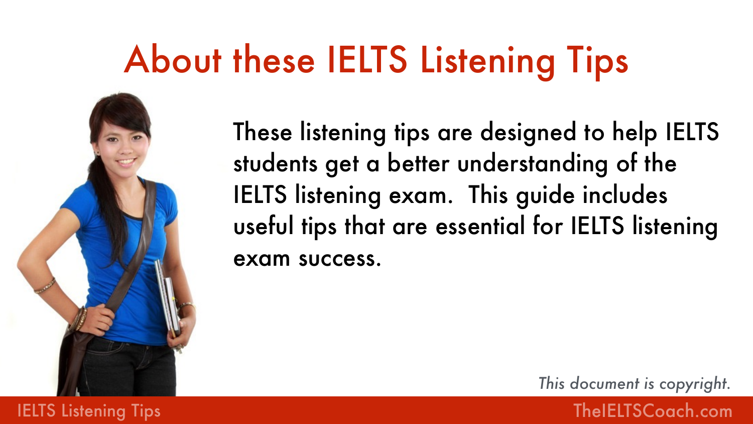# About these IELTS Listening Tips

These listening tips are designed to help IELTS students get a better understanding of the IELTS listening exam. This guide includes useful tips that are essential for IELTS listening exam success.

*This document is copyright.*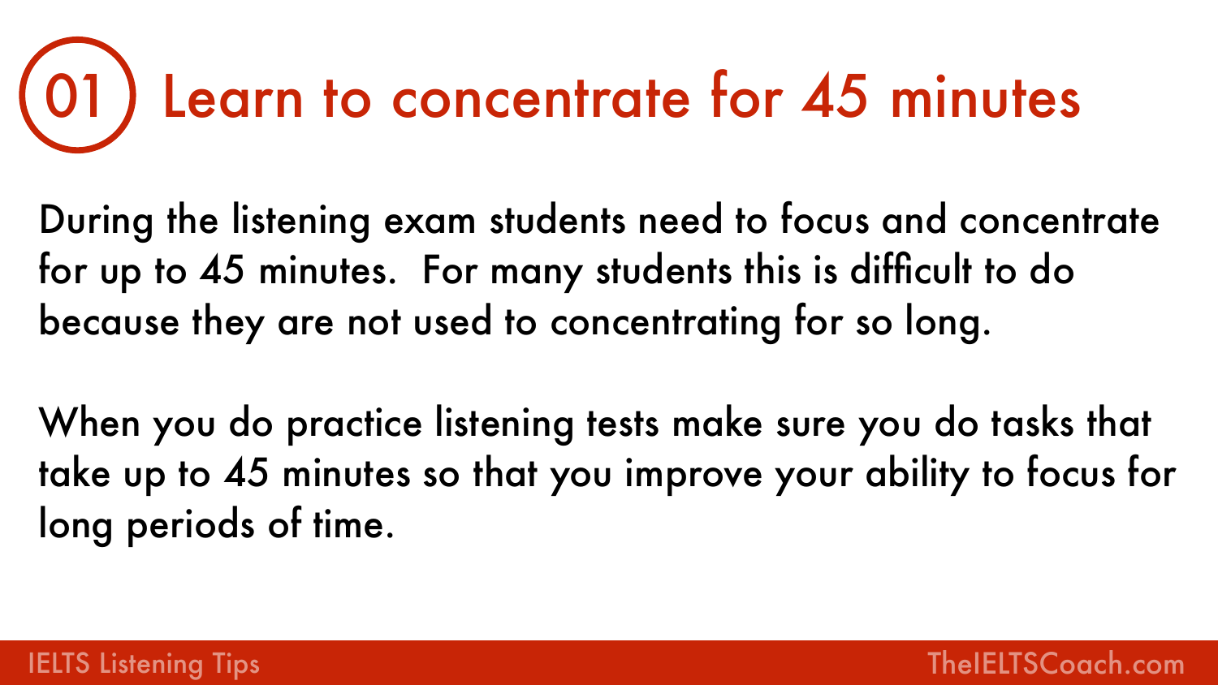# 01 Learn to concentrate for 45 minutes

During the listening exam students need to focus and concentrate for up to 45 minutes. For many students this is difficult to do because they are not used to concentrating for so long.

When you do practice listening tests make sure you do tasks that take up to 45 minutes so that you improve your ability to focus for long periods of time.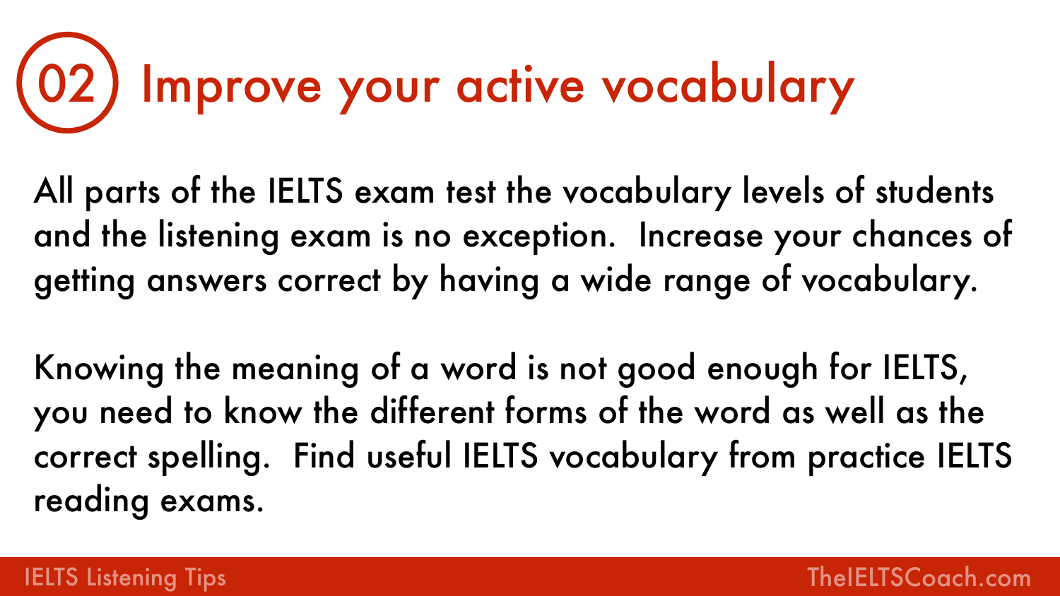# 02 Improve your active vocabulary

All parts of the IELTS exam test the vocabulary levels of students and the listening exam is no exception. Increase your chances of getting answers correct by having a wide range of vocabulary.

Knowing the meaning of a word is not good enough for IELTS, you need to know the different forms of the word as well as the correct spelling. Find useful IELTS vocabulary from practice IELTS reading exams.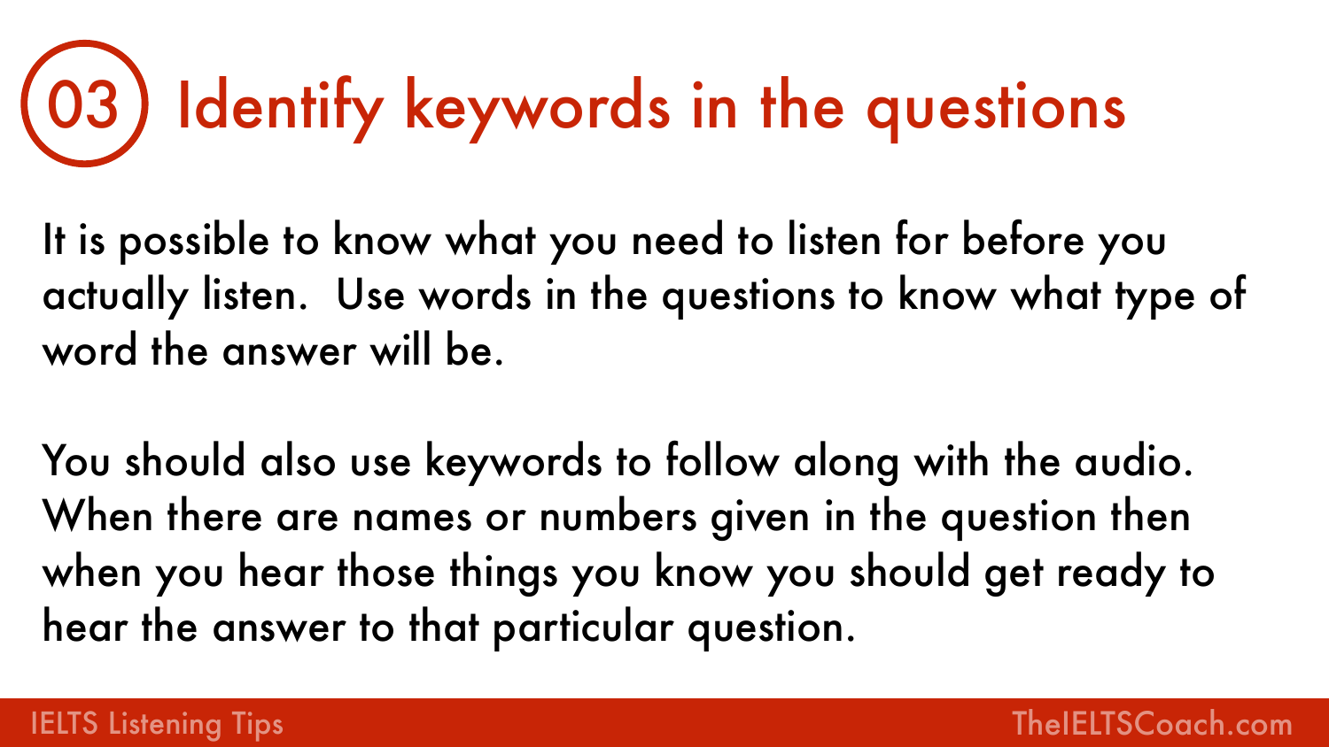# 03 Identify keywords in the questions

It is possible to know what you need to listen for before you actually listen. Use words in the questions to know what type of word the answer will be.

You should also use keywords to follow along with the audio. When there are names or numbers given in the question then when you hear those things you know you should get ready to hear the answer to that particular question.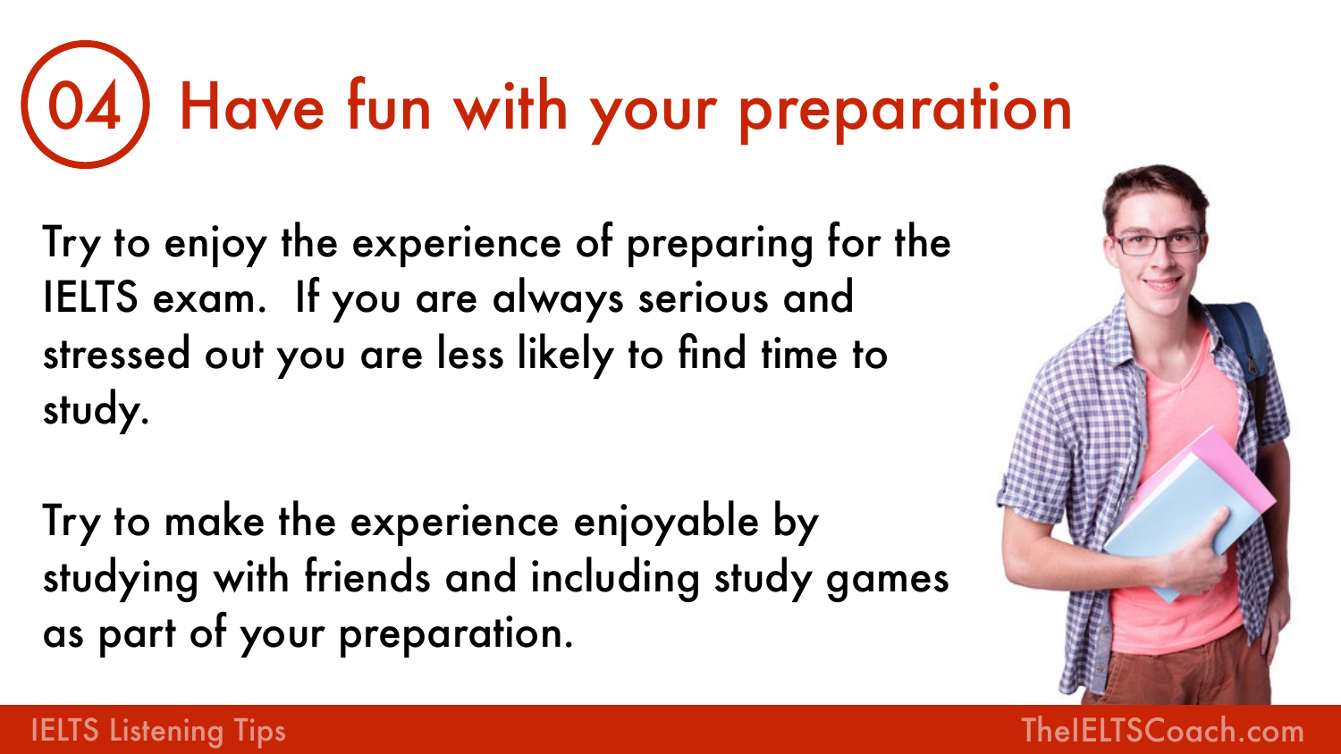# 04 Have fun with your preparation

Try to enjoy the experience of preparing for the IELTS exam.  If you are always serious and stressed out you are less likely to find time to study.

Try to make the experience enjoyable by studying with friends and including study games as part of your preparation.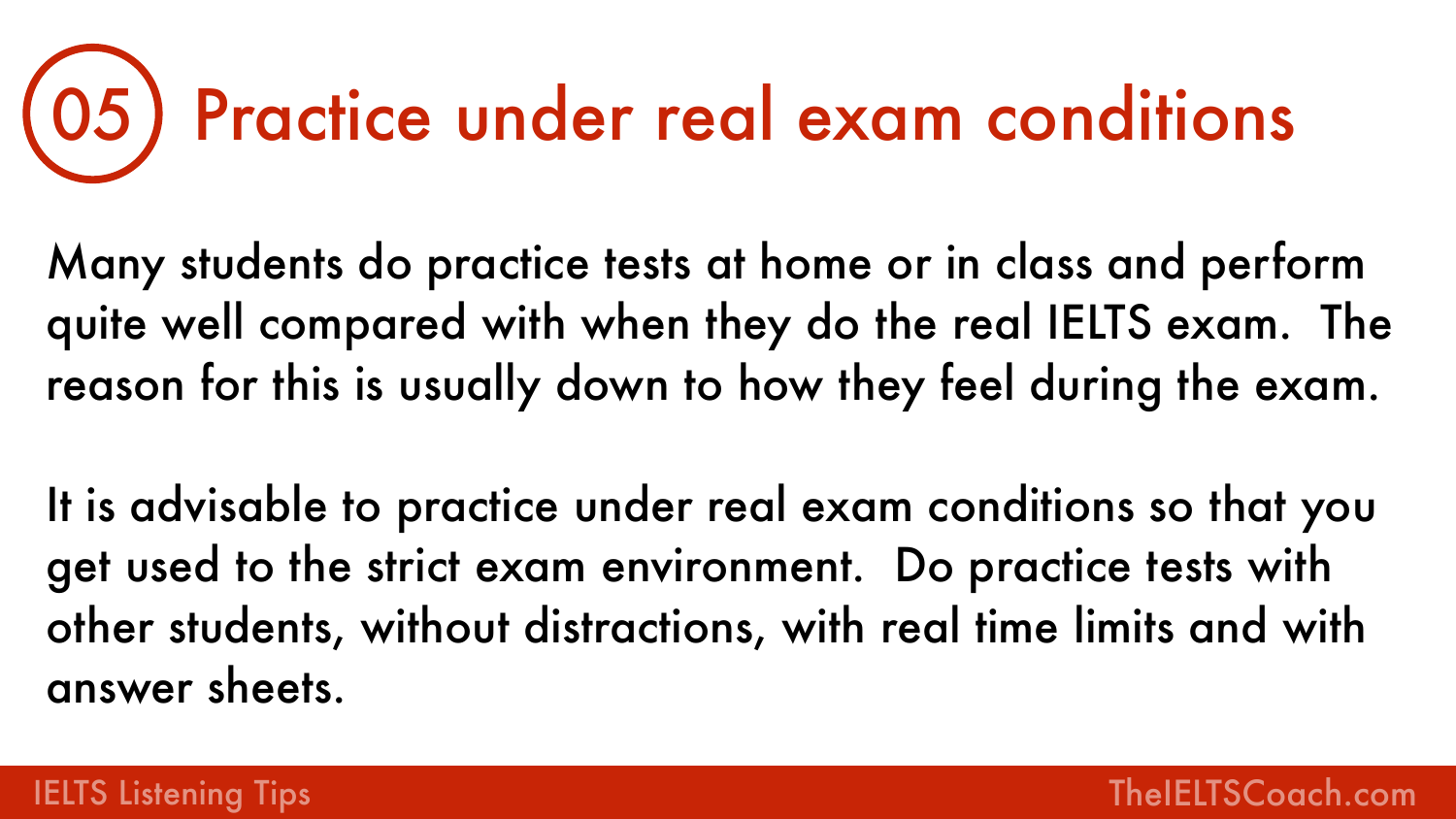# 05 Practice under real exam conditions

Many students do practice tests at home or in class and perform quite well compared with when they do the real IELTS exam. The reason for this is usually down to how they feel during the exam.

It is advisable to practice under real exam conditions so that you get used to the strict exam environment. Do practice tests with other students, without distractions, with real time limits and with answer sheets.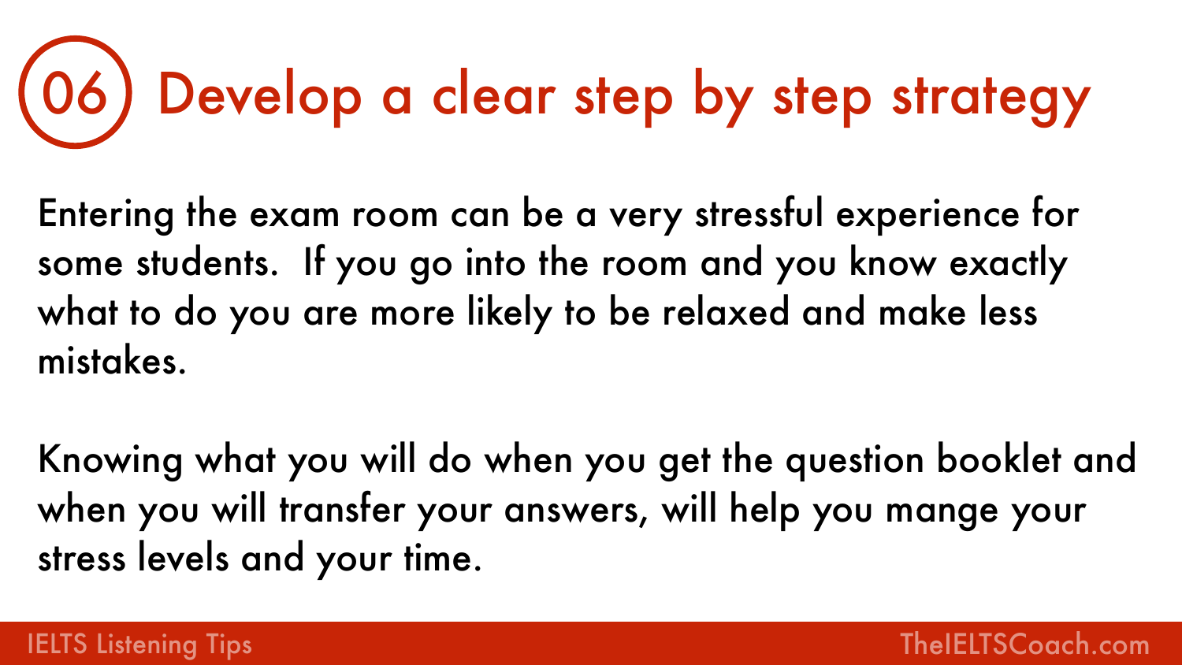# 06 Develop a clear step by step strategy

Entering the exam room can be a very stressful experience for some students. If you go into the room and you know exactly what to do you are more likely to be relaxed and make less mistakes.

Knowing what you will do when you get the question booklet and when you will transfer your answers, will help you mange your stress levels and your time.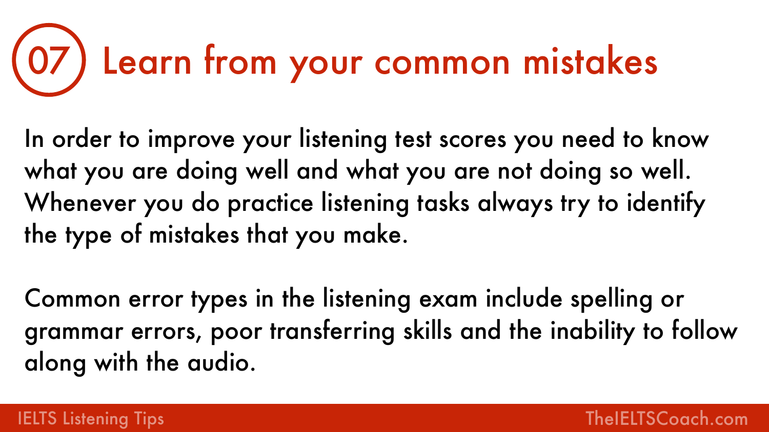# 07 Learn from your common mistakes

In order to improve your listening test scores you need to know what you are doing well and what you are not doing so well. Whenever you do practice listening tasks always try to identify the type of mistakes that you make.

Common error types in the listening exam include spelling or grammar errors, poor transferring skills and the inability to follow along with the audio.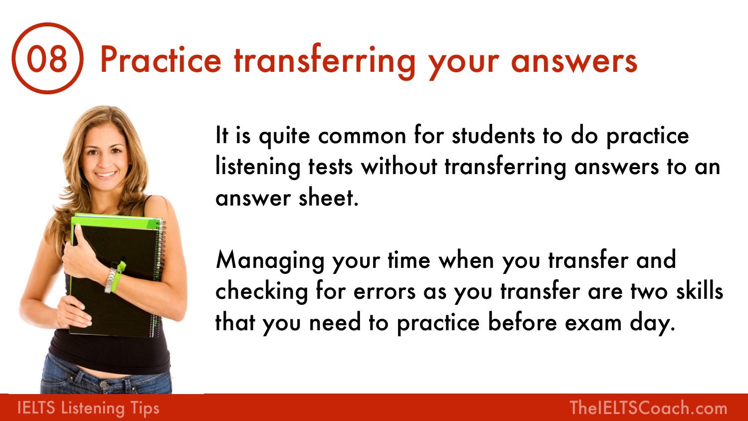# 08 Practice transferring your answers

It is quite common for students to do practice listening tests without transferring answers to an answer sheet.

Managing your time when you transfer and checking for errors as you transfer are two skills that you need to practice before exam day.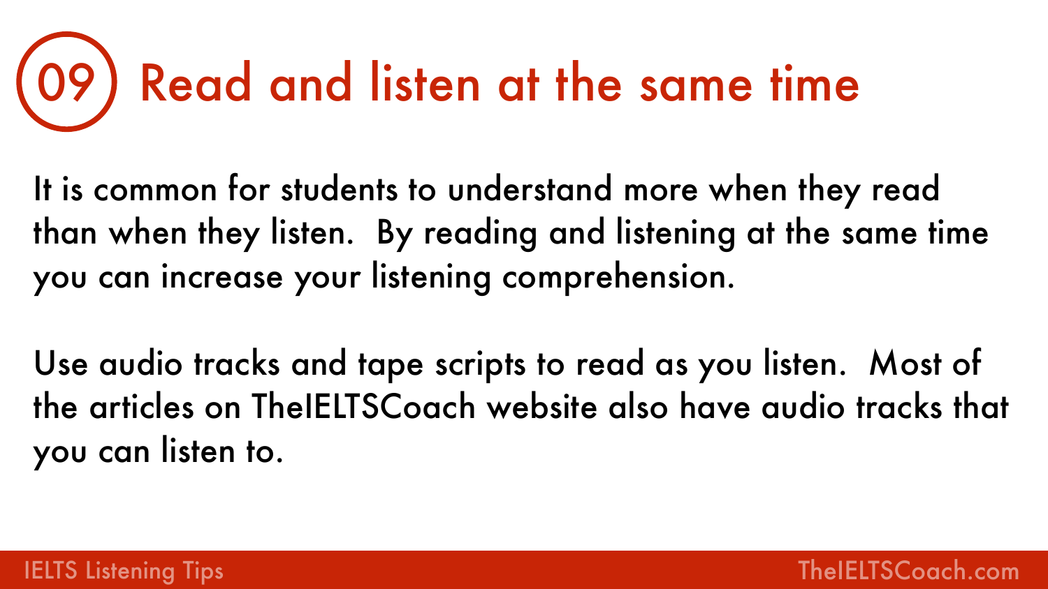# 09 Read and listen at the same time

It is common for students to understand more when they read than when they listen. By reading and listening at the same time you can increase your listening comprehension.

Use audio tracks and tape scripts to read as you listen. Most of the articles on TheIELTSCoach website also have audio tracks that you can listen to.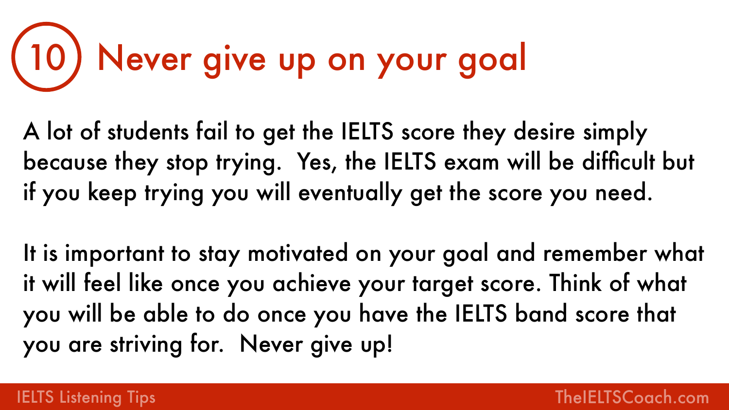# 10 Never give up on your goal

A lot of students fail to get the IELTS score they desire simply because they stop trying. Yes, the IELTS exam will be difficult but if you keep trying you will eventually get the score you need.

It is important to stay motivated on your goal and remember what it will feel like once you achieve your target score. Think of what you will be able to do once you have the IELTS band score that you are striving for. Never give up!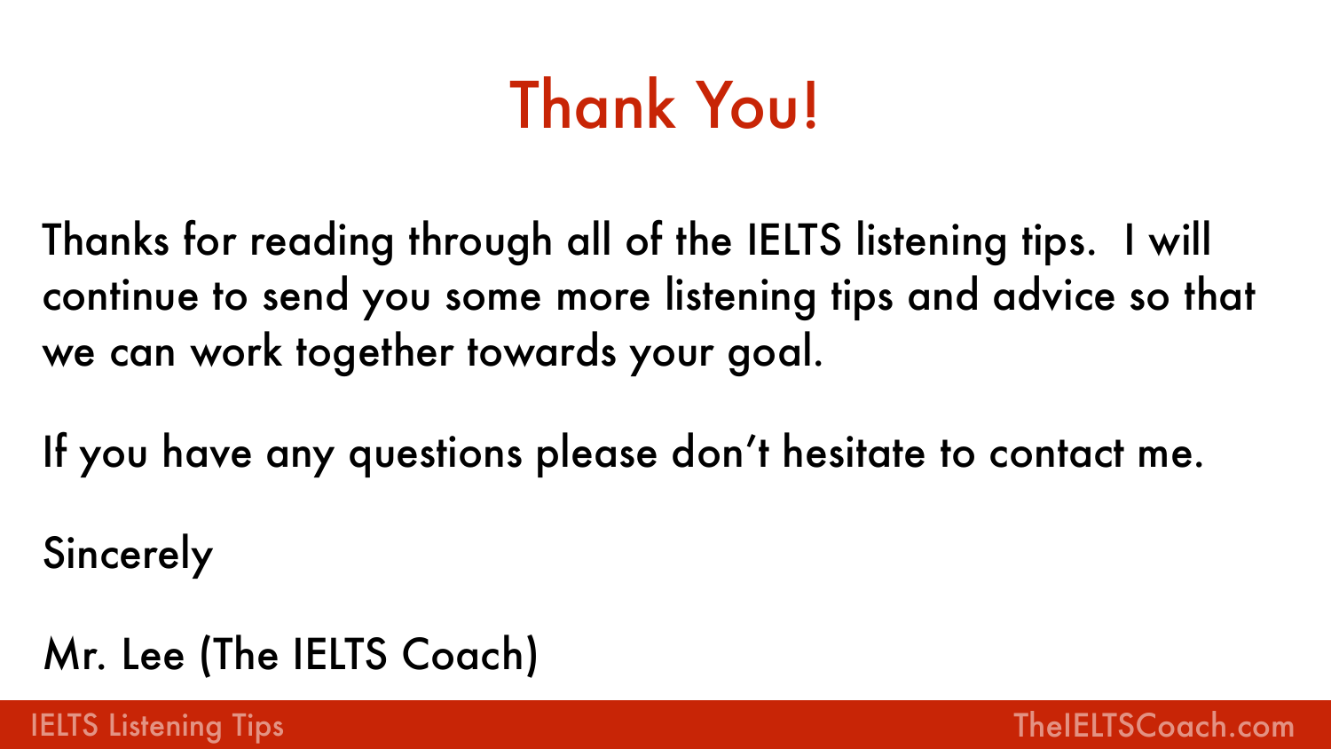# Thank You!

Thanks for reading through all of the IELTS listening tips. I will continue to send you some more listening tips and advice so that we can work together towards your goal.

If you have any questions please don't hesitate to contact me.

Sincerely

Mr. Lee (The IELTS Coach)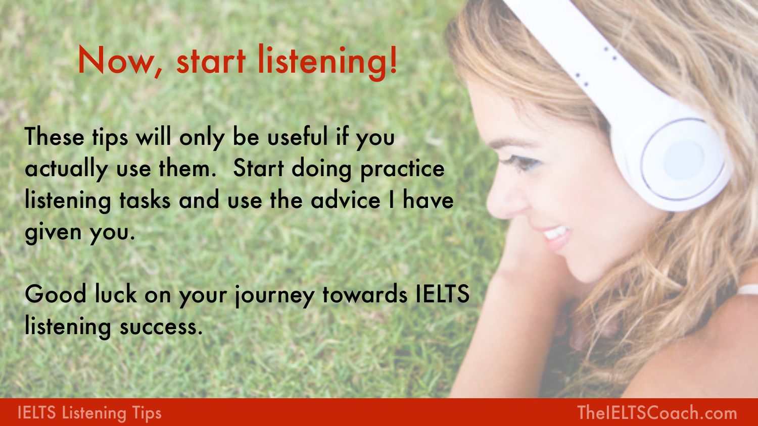# Now, start listening!

These tips will only be useful if you actually use them. Start doing practice listening tasks and use the advice I have given you.

Good luck on your journey towards IELTS listening success.